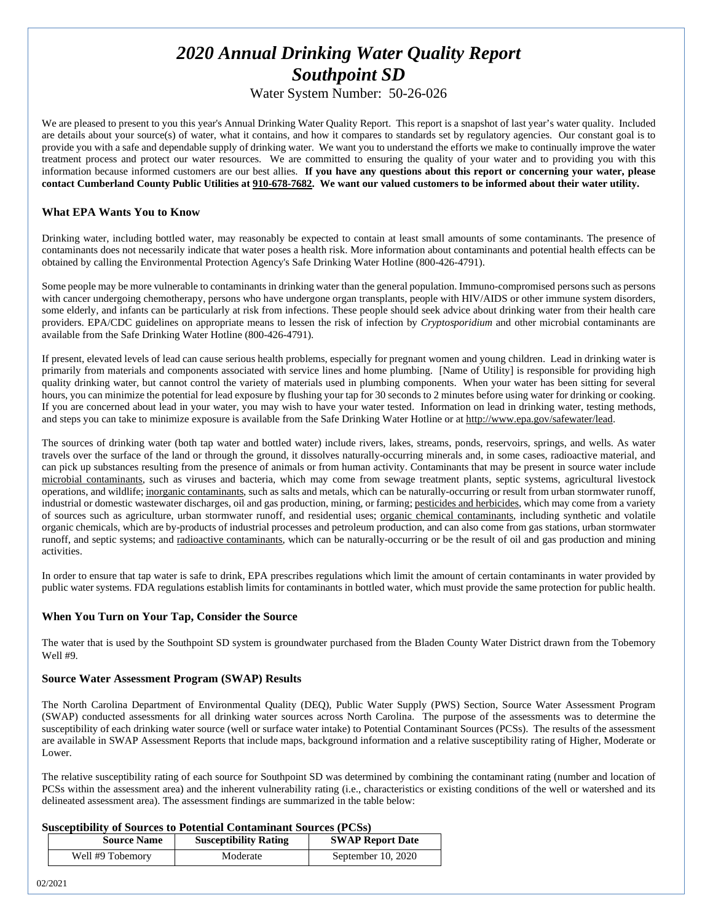# *2020 Annual Drinking Water Quality Report*
# *Southpoint SD*

Water System Number: 50-26-026

We are pleased to present to you this year's Annual Drinking Water Quality Report. This report is a snapshot of last year's water quality. Included are details about your source(s) of water, what it contains, and how it compares to standards set by regulatory agencies. Our constant goal is to provide you with a safe and dependable supply of drinking water. We want you to understand the efforts we make to continually improve the water treatment process and protect our water resources. We are committed to ensuring the quality of your water and to providing you with this information because informed customers are our best allies. **If you have any questions about this report or concerning your water, please contact Cumberland County Public Utilities at 910-678-7682. We want our valued customers to be informed about their water utility.**

### What EPA Wants You to Know

Drinking water, including bottled water, may reasonably be expected to contain at least small amounts of some contaminants. The presence of contaminants does not necessarily indicate that water poses a health risk. More information about contaminants and potential health effects can be obtained by calling the Environmental Protection Agency's Safe Drinking Water Hotline (800-426-4791).

Some people may be more vulnerable to contaminants in drinking water than the general population. Immuno-compromised persons such as persons with cancer undergoing chemotherapy, persons who have undergone organ transplants, people with HIV/AIDS or other immune system disorders, some elderly, and infants can be particularly at risk from infections. These people should seek advice about drinking water from their health care providers. EPA/CDC guidelines on appropriate means to lessen the risk of infection by *Cryptosporidium* and other microbial contaminants are available from the Safe Drinking Water Hotline (800-426-4791).

If present, elevated levels of lead can cause serious health problems, especially for pregnant women and young children. Lead in drinking water is primarily from materials and components associated with service lines and home plumbing. [Name of Utility] is responsible for providing high quality drinking water, but cannot control the variety of materials used in plumbing components. When your water has been sitting for several hours, you can minimize the potential for lead exposure by flushing your tap for 30 seconds to 2 minutes before using water for drinking or cooking. If you are concerned about lead in your water, you may wish to have your water tested. Information on lead in drinking water, testing methods, and steps you can take to minimize exposure is available from the Safe Drinking Water Hotline or at http://www.epa.gov/safewater/lead.

The sources of drinking water (both tap water and bottled water) include rivers, lakes, streams, ponds, reservoirs, springs, and wells. As water travels over the surface of the land or through the ground, it dissolves naturally-occurring minerals and, in some cases, radioactive material, and can pick up substances resulting from the presence of animals or from human activity. Contaminants that may be present in source water include microbial contaminants, such as viruses and bacteria, which may come from sewage treatment plants, septic systems, agricultural livestock operations, and wildlife; inorganic contaminants, such as salts and metals, which can be naturally-occurring or result from urban stormwater runoff, industrial or domestic wastewater discharges, oil and gas production, mining, or farming; pesticides and herbicides, which may come from a variety of sources such as agriculture, urban stormwater runoff, and residential uses; organic chemical contaminants, including synthetic and volatile organic chemicals, which are by-products of industrial processes and petroleum production, and can also come from gas stations, urban stormwater runoff, and septic systems; and radioactive contaminants, which can be naturally-occurring or be the result of oil and gas production and mining activities.

In order to ensure that tap water is safe to drink, EPA prescribes regulations which limit the amount of certain contaminants in water provided by public water systems. FDA regulations establish limits for contaminants in bottled water, which must provide the same protection for public health.

### When You Turn on Your Tap, Consider the Source

The water that is used by the Southpoint SD system is groundwater purchased from the Bladen County Water District drawn from the Tobemory Well #9.

### Source Water Assessment Program (SWAP) Results

The North Carolina Department of Environmental Quality (DEQ), Public Water Supply (PWS) Section, Source Water Assessment Program (SWAP) conducted assessments for all drinking water sources across North Carolina. The purpose of the assessments was to determine the susceptibility of each drinking water source (well or surface water intake) to Potential Contaminant Sources (PCSs). The results of the assessment are available in SWAP Assessment Reports that include maps, background information and a relative susceptibility rating of Higher, Moderate or Lower.

The relative susceptibility rating of each source for Southpoint SD was determined by combining the contaminant rating (number and location of PCSs within the assessment area) and the inherent vulnerability rating (i.e., characteristics or existing conditions of the well or watershed and its delineated assessment area). The assessment findings are summarized in the table below:

**Susceptibility of Sources to Potential Contaminant Sources (PCSs)**

| Source Name | Susceptibility Rating | SWAP Report Date |
|---|---|---|
| Well #9 Tobemory | Moderate | September 10, 2020 |

02/2021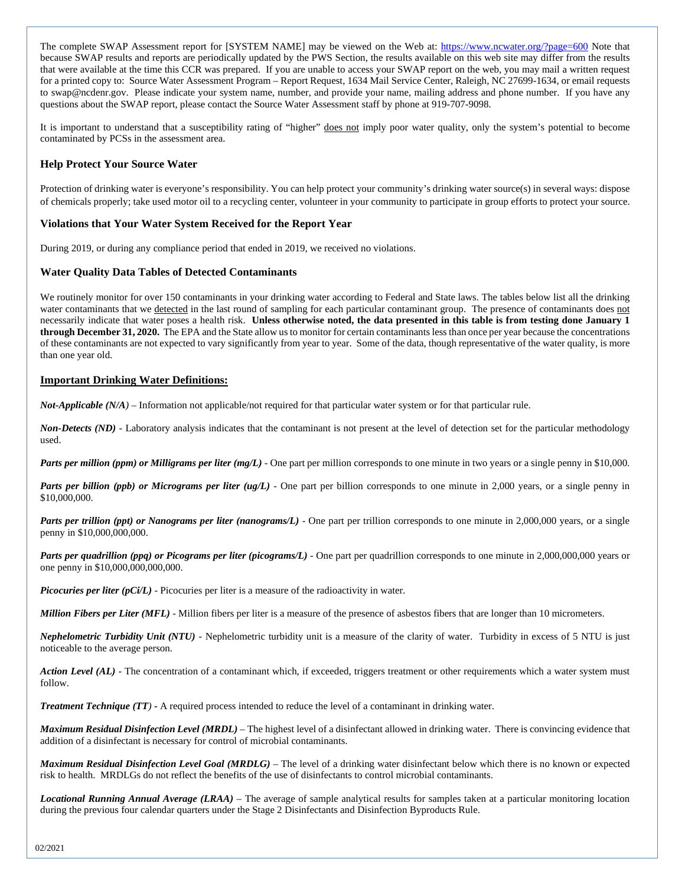The complete SWAP Assessment report for [SYSTEM NAME] may be viewed on the Web at: https://www.ncwater.org/?page=600 Note that because SWAP results and reports are periodically updated by the PWS Section, the results available on this web site may differ from the results that were available at the time this CCR was prepared. If you are unable to access your SWAP report on the web, you may mail a written request for a printed copy to: Source Water Assessment Program – Report Request, 1634 Mail Service Center, Raleigh, NC 27699-1634, or email requests to swap@ncdenr.gov. Please indicate your system name, number, and provide your name, mailing address and phone number. If you have any questions about the SWAP report, please contact the Source Water Assessment staff by phone at 919-707-9098.

It is important to understand that a susceptibility rating of "higher" does not imply poor water quality, only the system's potential to become contaminated by PCSs in the assessment area.

### Help Protect Your Source Water

Protection of drinking water is everyone's responsibility. You can help protect your community's drinking water source(s) in several ways: dispose of chemicals properly; take used motor oil to a recycling center, volunteer in your community to participate in group efforts to protect your source.

### Violations that Your Water System Received for the Report Year

During 2019, or during any compliance period that ended in 2019, we received no violations.

### Water Quality Data Tables of Detected Contaminants

We routinely monitor for over 150 contaminants in your drinking water according to Federal and State laws. The tables below list all the drinking water contaminants that we detected in the last round of sampling for each particular contaminant group. The presence of contaminants does not necessarily indicate that water poses a health risk. **Unless otherwise noted, the data presented in this table is from testing done January 1 through December 31, 2020.** The EPA and the State allow us to monitor for certain contaminants less than once per year because the concentrations of these contaminants are not expected to vary significantly from year to year. Some of the data, though representative of the water quality, is more than one year old.

### Important Drinking Water Definitions:

***Not-Applicable (N/A)*** – Information not applicable/not required for that particular water system or for that particular rule.

***Non-Detects (ND)*** - Laboratory analysis indicates that the contaminant is not present at the level of detection set for the particular methodology used.

***Parts per million (ppm) or Milligrams per liter (mg/L)*** - One part per million corresponds to one minute in two years or a single penny in $10,000.

***Parts per billion (ppb) or Micrograms per liter (ug/L)*** - One part per billion corresponds to one minute in 2,000 years, or a single penny in $10,000,000.

***Parts per trillion (ppt) or Nanograms per liter (nanograms/L)*** - One part per trillion corresponds to one minute in 2,000,000 years, or a single penny in $10,000,000,000.

***Parts per quadrillion (ppq) or Picograms per liter (picograms/L)*** - One part per quadrillion corresponds to one minute in 2,000,000,000 years or one penny in $10,000,000,000,000.

***Picocuries per liter (pCi/L)*** - Picocuries per liter is a measure of the radioactivity in water.

***Million Fibers per Liter (MFL)*** - Million fibers per liter is a measure of the presence of asbestos fibers that are longer than 10 micrometers.

***Nephelometric Turbidity Unit (NTU)*** - Nephelometric turbidity unit is a measure of the clarity of water. Turbidity in excess of 5 NTU is just noticeable to the average person.

***Action Level (AL)*** - The concentration of a contaminant which, if exceeded, triggers treatment or other requirements which a water system must follow.

***Treatment Technique (TT)*** - A required process intended to reduce the level of a contaminant in drinking water.

***Maximum Residual Disinfection Level (MRDL)*** – The highest level of a disinfectant allowed in drinking water. There is convincing evidence that addition of a disinfectant is necessary for control of microbial contaminants.

***Maximum Residual Disinfection Level Goal (MRDLG)*** – The level of a drinking water disinfectant below which there is no known or expected risk to health. MRDLGs do not reflect the benefits of the use of disinfectants to control microbial contaminants.

***Locational Running Annual Average (LRAA)*** – The average of sample analytical results for samples taken at a particular monitoring location during the previous four calendar quarters under the Stage 2 Disinfectants and Disinfection Byproducts Rule.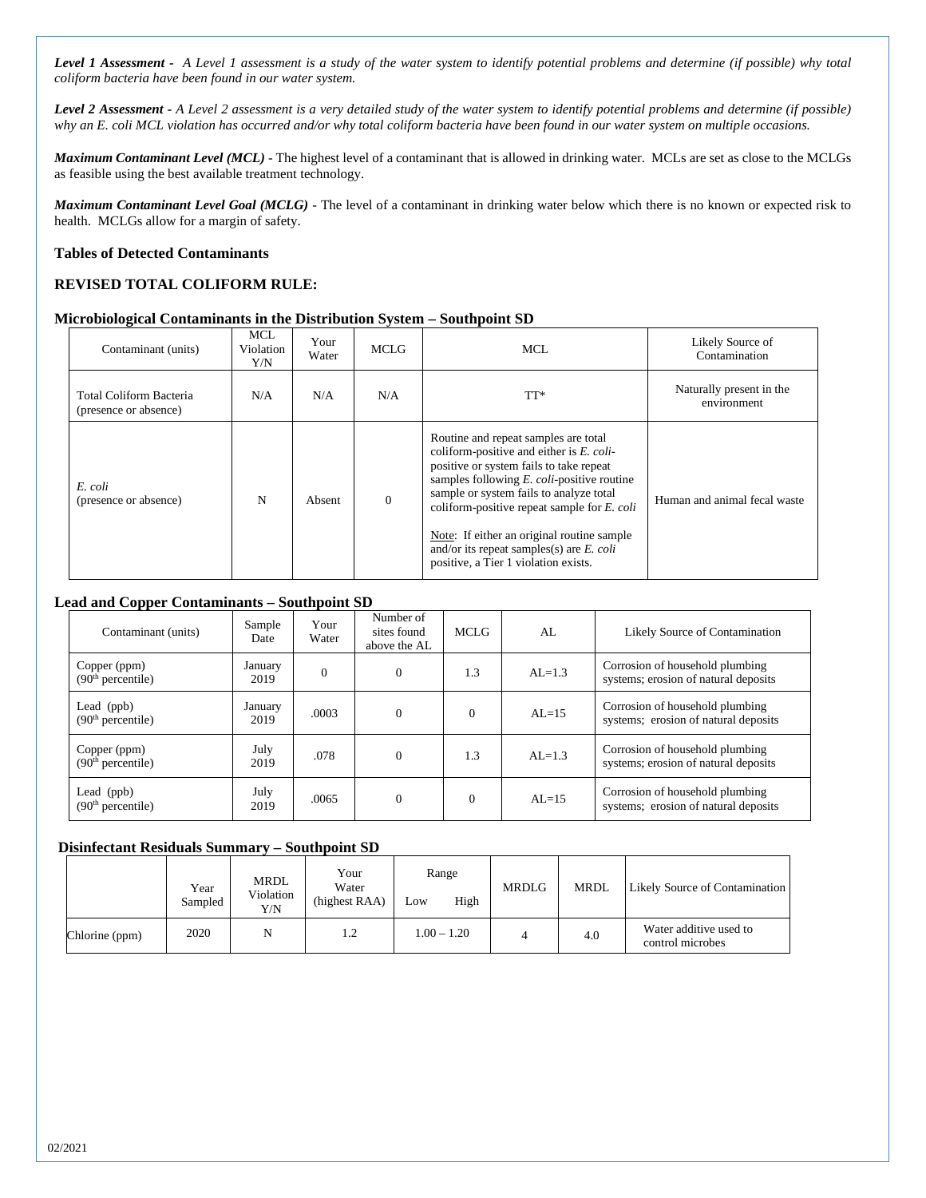***Level 1 Assessment*** *- A Level 1 assessment is a study of the water system to identify potential problems and determine (if possible) why total coliform bacteria have been found in our water system.*

***Level 2 Assessment*** *- A Level 2 assessment is a very detailed study of the water system to identify potential problems and determine (if possible) why an E. coli MCL violation has occurred and/or why total coliform bacteria have been found in our water system on multiple occasions.*

***Maximum Contaminant Level (MCL)*** - The highest level of a contaminant that is allowed in drinking water. MCLs are set as close to the MCLGs as feasible using the best available treatment technology.

***Maximum Contaminant Level Goal (MCLG)*** - The level of a contaminant in drinking water below which there is no known or expected risk to health. MCLGs allow for a margin of safety.

**Tables of Detected Contaminants**

**REVISED TOTAL COLIFORM RULE:**

**Microbiological Contaminants in the Distribution System – Southpoint SD**

| Contaminant (units) | MCL Violation Y/N | Your Water | MCLG | MCL | Likely Source of Contamination |
|---|---|---|---|---|---|
| Total Coliform Bacteria (presence or absence) | N/A | N/A | N/A | TT* | Naturally present in the environment |
| *E. coli* (presence or absence) | N | Absent | 0 | Routine and repeat samples are total coliform-positive and either is *E. coli*-positive or system fails to take repeat samples following *E. coli*-positive routine sample or system fails to analyze total coliform-positive repeat sample for *E. coli*<br><br>Note: If either an original routine sample and/or its repeat samples(s) are *E. coli* positive, a Tier 1 violation exists. | Human and animal fecal waste |

**Lead and Copper Contaminants – Southpoint SD**

| Contaminant (units) | Sample Date | Your Water | Number of sites found above the AL | MCLG | AL | Likely Source of Contamination |
|---|---|---|---|---|---|---|
| Copper (ppm) (90th percentile) | January 2019 | 0 | 0 | 1.3 | AL=1.3 | Corrosion of household plumbing systems; erosion of natural deposits |
| Lead (ppb) (90th percentile) | January 2019 | .0003 | 0 | 0 | AL=15 | Corrosion of household plumbing systems; erosion of natural deposits |
| Copper (ppm) (90th percentile) | July 2019 | .078 | 0 | 1.3 | AL=1.3 | Corrosion of household plumbing systems; erosion of natural deposits |
| Lead (ppb) (90th percentile) | July 2019 | .0065 | 0 | 0 | AL=15 | Corrosion of household plumbing systems; erosion of natural deposits |

**Disinfectant Residuals Summary – Southpoint SD**

| | Year Sampled | MRDL Violation Y/N | Your Water (highest RAA) | Range Low High | MRDLG | MRDL | Likely Source of Contamination |
|---|---|---|---|---|---|---|---|
| Chlorine (ppm) | 2020 | N | 1.2 | 1.00 – 1.20 | 4 | 4.0 | Water additive used to control microbes |

02/2021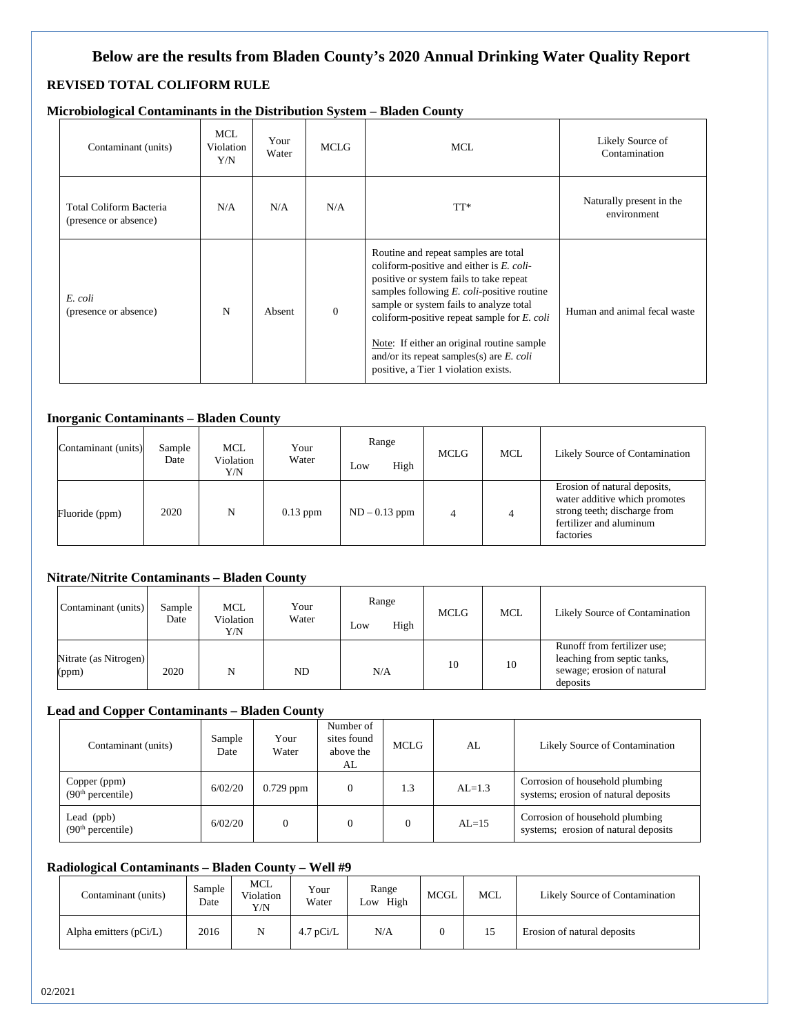# Below are the results from Bladen County's 2020 Annual Drinking Water Quality Report

## REVISED TOTAL COLIFORM RULE

### Microbiological Contaminants in the Distribution System – Bladen County

| Contaminant (units) | MCL Violation Y/N | Your Water | MCLG | MCL | Likely Source of Contamination |
|---|---|---|---|---|---|
| Total Coliform Bacteria (presence or absence) | N/A | N/A | N/A | TT* | Naturally present in the environment |
| *E. coli* (presence or absence) | N | Absent | 0 | Routine and repeat samples are total coliform-positive and either is *E. coli*-positive or system fails to take repeat samples following *E. coli*-positive routine sample or system fails to analyze total coliform-positive repeat sample for *E. coli*<br><br>Note: If either an original routine sample and/or its repeat samples(s) are *E. coli* positive, a Tier 1 violation exists. | Human and animal fecal waste |

### Inorganic Contaminants – Bladen County

| Contaminant (units) | Sample Date | MCL Violation Y/N | Your Water | Range Low High | MCLG | MCL | Likely Source of Contamination |
|---|---|---|---|---|---|---|---|
| Fluoride (ppm) | 2020 | N | 0.13 ppm | ND – 0.13 ppm | 4 | 4 | Erosion of natural deposits, water additive which promotes strong teeth; discharge from fertilizer and aluminum factories |

### Nitrate/Nitrite Contaminants – Bladen County

| Contaminant (units) | Sample Date | MCL Violation Y/N | Your Water | Range Low High | MCLG | MCL | Likely Source of Contamination |
|---|---|---|---|---|---|---|---|
| Nitrate (as Nitrogen) (ppm) | 2020 | N | ND | N/A | 10 | 10 | Runoff from fertilizer use; leaching from septic tanks, sewage; erosion of natural deposits |

### Lead and Copper Contaminants – Bladen County

| Contaminant (units) | Sample Date | Your Water | Number of sites found above the AL | MCLG | AL | Likely Source of Contamination |
|---|---|---|---|---|---|---|
| Copper (ppm) (90th percentile) | 6/02/20 | 0.729 ppm | 0 | 1.3 | AL=1.3 | Corrosion of household plumbing systems; erosion of natural deposits |
| Lead (ppb) (90th percentile) | 6/02/20 | 0 | 0 | 0 | AL=15 | Corrosion of household plumbing systems; erosion of natural deposits |

### Radiological Contaminants – Bladen County – Well #9

| Contaminant (units) | Sample Date | MCL Violation Y/N | Your Water | Range Low High | MCGL | MCL | Likely Source of Contamination |
|---|---|---|---|---|---|---|---|
| Alpha emitters (pCi/L) | 2016 | N | 4.7 pCi/L | N/A | 0 | 15 | Erosion of natural deposits |

02/2021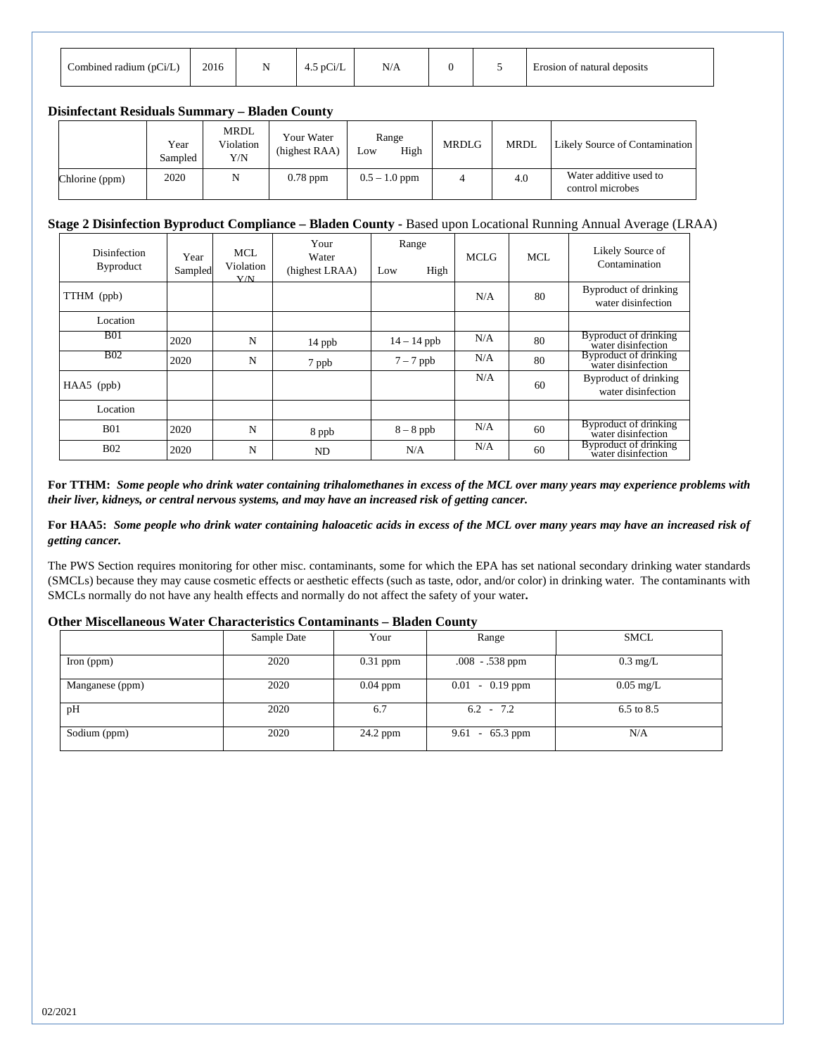| | | | | | | | |
|---|---|---|---|---|---|---|---|
| Combined radium (pCi/L) | 2016 | N | 4.5 pCi/L | N/A | 0 | 5 | Erosion of natural deposits |

**Disinfectant Residuals Summary – Bladen County**

| | Year Sampled | MRDL Violation Y/N | Your Water (highest RAA) | Range Low High | MRDLG | MRDL | Likely Source of Contamination |
|---|---|---|---|---|---|---|---|
| Chlorine (ppm) | 2020 | N | 0.78 ppm | 0.5 – 1.0 ppm | 4 | 4.0 | Water additive used to control microbes |

**Stage 2 Disinfection Byproduct Compliance – Bladen County -** Based upon Locational Running Annual Average (LRAA)

| Disinfection Byproduct | Year Sampled | MCL Violation Y/N | Your Water (highest LRAA) | Range Low High | MCLG | MCL | Likely Source of Contamination |
|---|---|---|---|---|---|---|---|
| TTHM (ppb) | | | | | N/A | 80 | Byproduct of drinking water disinfection |
| Location | | | | | | | |
| B01 | 2020 | N | 14 ppb | 14 – 14 ppb | N/A | 80 | Byproduct of drinking water disinfection |
| B02 | 2020 | N | 7 ppb | 7 – 7 ppb | N/A | 80 | Byproduct of drinking water disinfection |
| HAA5 (ppb) | | | | | N/A | 60 | Byproduct of drinking water disinfection |
| Location | | | | | | | |
| B01 | 2020 | N | 8 ppb | 8 – 8 ppb | N/A | 60 | Byproduct of drinking water disinfection |
| B02 | 2020 | N | ND | N/A | N/A | 60 | Byproduct of drinking water disinfection |

**For TTHM:** ***Some people who drink water containing trihalomethanes in excess of the MCL over many years may experience problems with their liver, kidneys, or central nervous systems, and may have an increased risk of getting cancer.***

**For HAA5:** ***Some people who drink water containing haloacetic acids in excess of the MCL over many years may have an increased risk of getting cancer.***

The PWS Section requires monitoring for other misc. contaminants, some for which the EPA has set national secondary drinking water standards (SMCLs) because they may cause cosmetic effects or aesthetic effects (such as taste, odor, and/or color) in drinking water. The contaminants with SMCLs normally do not have any health effects and normally do not affect the safety of your water**.**

**Other Miscellaneous Water Characteristics Contaminants – Bladen County**

| | Sample Date | Your | Range | SMCL |
|---|---|---|---|---|
| Iron (ppm) | 2020 | 0.31 ppm | .008 - .538 ppm | 0.3 mg/L |
| Manganese (ppm) | 2020 | 0.04 ppm | 0.01 - 0.19 ppm | 0.05 mg/L |
| pH | 2020 | 6.7 | 6.2 - 7.2 | 6.5 to 8.5 |
| Sodium (ppm) | 2020 | 24.2 ppm | 9.61 - 65.3 ppm | N/A |